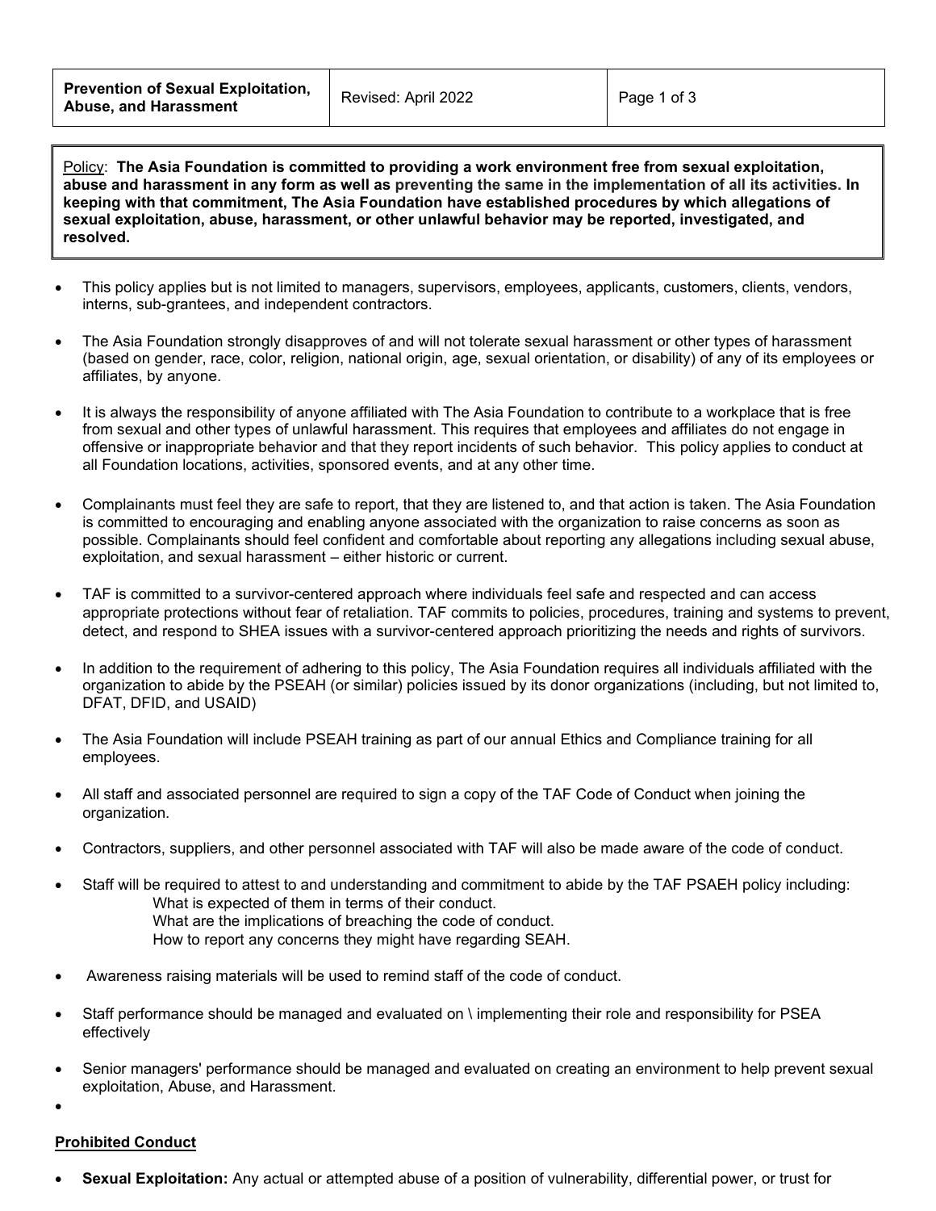| Prevention of Sexual Exploitation, Abuse, and Harassment | Revised: April 2022 |
| --- | --- |

Policy: **The Asia Foundation is committed to providing a work environment free from sexual exploitation, abuse and harassment in any form as well as preventing the same in the implementation of all its activities. In keeping with that commitment, The Asia Foundation have established procedures by which allegations of sexual exploitation, abuse, harassment, or other unlawful behavior may be reported, investigated, and resolved.**

- This policy applies but is not limited to managers, supervisors, employees, applicants, customers, clients, vendors, interns, sub-grantees, and independent contractors.
- The Asia Foundation strongly disapproves of and will not tolerate sexual harassment or other types of harassment (based on gender, race, color, religion, national origin, age, sexual orientation, or disability) of any of its employees or affiliates, by anyone.
- It is always the responsibility of anyone affiliated with The Asia Foundation to contribute to a workplace that is free from sexual and other types of unlawful harassment. This requires that employees and affiliates do not engage in offensive or inappropriate behavior and that they report incidents of such behavior. This policy applies to conduct at all Foundation locations, activities, sponsored events, and at any other time.
- Complainants must feel they are safe to report, that they are listened to, and that action is taken. The Asia Foundation is committed to encouraging and enabling anyone associated with the organization to raise concerns as soon as possible. Complainants should feel confident and comfortable about reporting any allegations including sexual abuse, exploitation, and sexual harassment – either historic or current.
- TAF is committed to a survivor-centered approach where individuals feel safe and respected and can access appropriate protections without fear of retaliation. TAF commits to policies, procedures, training and systems to prevent, detect, and respond to SHEA issues with a survivor-centered approach prioritizing the needs and rights of survivors.
- In addition to the requirement of adhering to this policy, The Asia Foundation requires all individuals affiliated with the organization to abide by the PSEAH (or similar) policies issued by its donor organizations (including, but not limited to, DFAT, DFID, and USAID)
- The Asia Foundation will include PSEAH training as part of our annual Ethics and Compliance training for all employees.
- All staff and associated personnel are required to sign a copy of the TAF Code of Conduct when joining the organization.
- Contractors, suppliers, and other personnel associated with TAF will also be made aware of the code of conduct.
- Staff will be required to attest to and understanding and commitment to abide by the TAF PSAEH policy including:
  - What is expected of them in terms of their conduct.
  - What are the implications of breaching the code of conduct.
  - How to report any concerns they might have regarding SEAH.
- Awareness raising materials will be used to remind staff of the code of conduct.
- Staff performance should be managed and evaluated on \ implementing their role and responsibility for PSEA effectively
- Senior managers' performance should be managed and evaluated on creating an environment to help prevent sexual exploitation, Abuse, and Harassment.

**Prohibited Conduct**

- **Sexual Exploitation:** Any actual or attempted abuse of a position of vulnerability, differential power, or trust for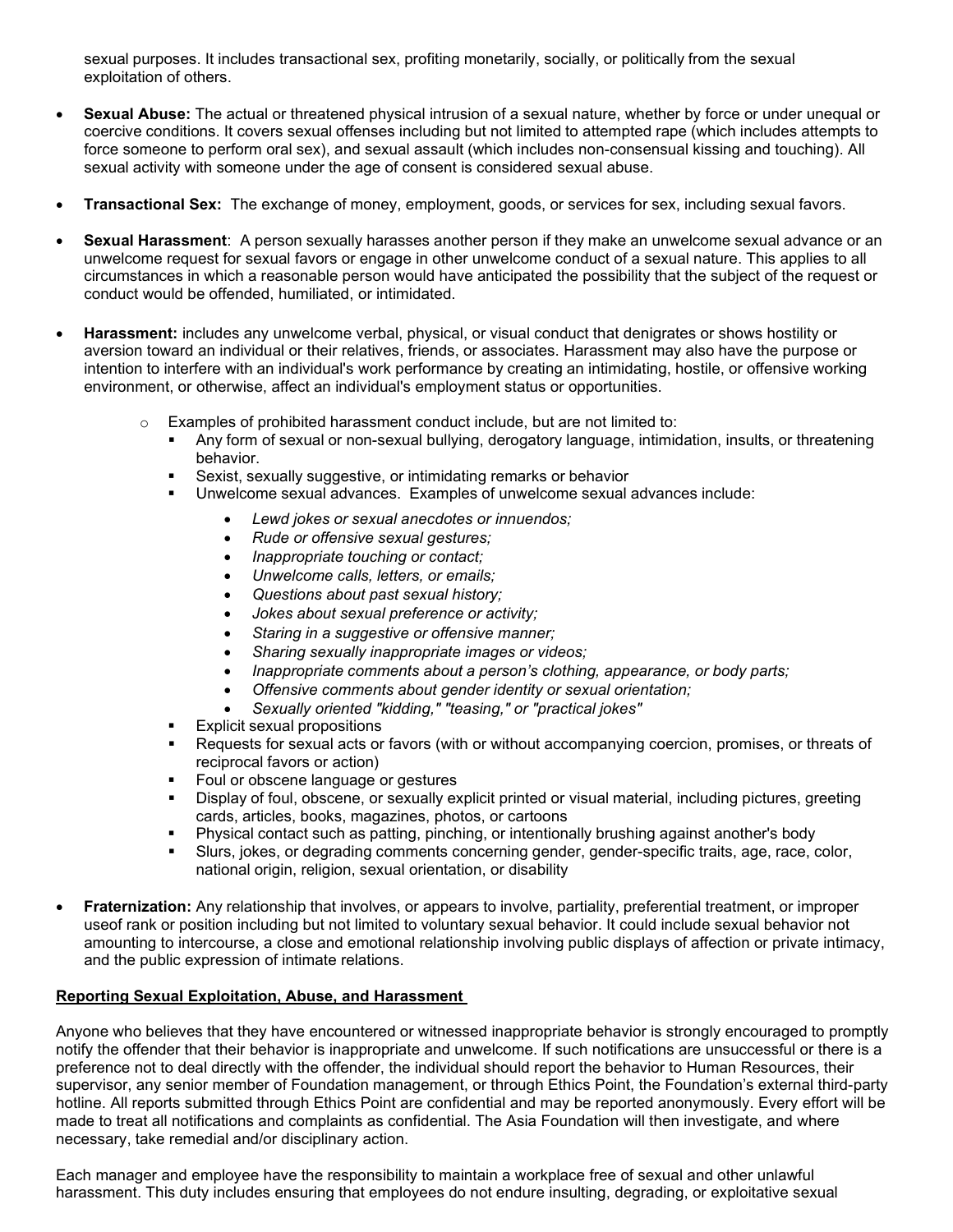sexual purposes. It includes transactional sex, profiting monetarily, socially, or politically from the sexual exploitation of others.

- **Sexual Abuse:** The actual or threatened physical intrusion of a sexual nature, whether by force or under unequal or coercive conditions. It covers sexual offenses including but not limited to attempted rape (which includes attempts to force someone to perform oral sex), and sexual assault (which includes non-consensual kissing and touching). All sexual activity with someone under the age of consent is considered sexual abuse.

- **Transactional Sex:** The exchange of money, employment, goods, or services for sex, including sexual favors.

- **Sexual Harassment**: A person sexually harasses another person if they make an unwelcome sexual advance or an unwelcome request for sexual favors or engage in other unwelcome conduct of a sexual nature. This applies to all circumstances in which a reasonable person would have anticipated the possibility that the subject of the request or conduct would be offended, humiliated, or intimidated.

- **Harassment:** includes any unwelcome verbal, physical, or visual conduct that denigrates or shows hostility or aversion toward an individual or their relatives, friends, or associates. Harassment may also have the purpose or intention to interfere with an individual's work performance by creating an intimidating, hostile, or offensive working environment, or otherwise, affect an individual's employment status or opportunities.
  - Examples of prohibited harassment conduct include, but are not limited to:
    - Any form of sexual or non-sexual bullying, derogatory language, intimidation, insults, or threatening behavior.
    - Sexist, sexually suggestive, or intimidating remarks or behavior
    - Unwelcome sexual advances. Examples of unwelcome sexual advances include:
      - *Lewd jokes or sexual anecdotes or innuendos;*
      - *Rude or offensive sexual gestures;*
      - *Inappropriate touching or contact;*
      - *Unwelcome calls, letters, or emails;*
      - *Questions about past sexual history;*
      - *Jokes about sexual preference or activity;*
      - *Staring in a suggestive or offensive manner;*
      - *Sharing sexually inappropriate images or videos;*
      - *Inappropriate comments about a person's clothing, appearance, or body parts;*
      - *Offensive comments about gender identity or sexual orientation;*
      - *Sexually oriented "kidding," "teasing," or "practical jokes"*
    - Explicit sexual propositions
    - Requests for sexual acts or favors (with or without accompanying coercion, promises, or threats of reciprocal favors or action)
    - Foul or obscene language or gestures
    - Display of foul, obscene, or sexually explicit printed or visual material, including pictures, greeting cards, articles, books, magazines, photos, or cartoons
    - Physical contact such as patting, pinching, or intentionally brushing against another's body
    - Slurs, jokes, or degrading comments concerning gender, gender-specific traits, age, race, color, national origin, religion, sexual orientation, or disability

- **Fraternization:** Any relationship that involves, or appears to involve, partiality, preferential treatment, or improper useof rank or position including but not limited to voluntary sexual behavior. It could include sexual behavior not amounting to intercourse, a close and emotional relationship involving public displays of affection or private intimacy, and the public expression of intimate relations.

**Reporting Sexual Exploitation, Abuse, and Harassment**

Anyone who believes that they have encountered or witnessed inappropriate behavior is strongly encouraged to promptly notify the offender that their behavior is inappropriate and unwelcome. If such notifications are unsuccessful or there is a preference not to deal directly with the offender, the individual should report the behavior to Human Resources, their supervisor, any senior member of Foundation management, or through Ethics Point, the Foundation's external third-party hotline. All reports submitted through Ethics Point are confidential and may be reported anonymously. Every effort will be made to treat all notifications and complaints as confidential. The Asia Foundation will then investigate, and where necessary, take remedial and/or disciplinary action.

Each manager and employee have the responsibility to maintain a workplace free of sexual and other unlawful harassment. This duty includes ensuring that employees do not endure insulting, degrading, or exploitative sexual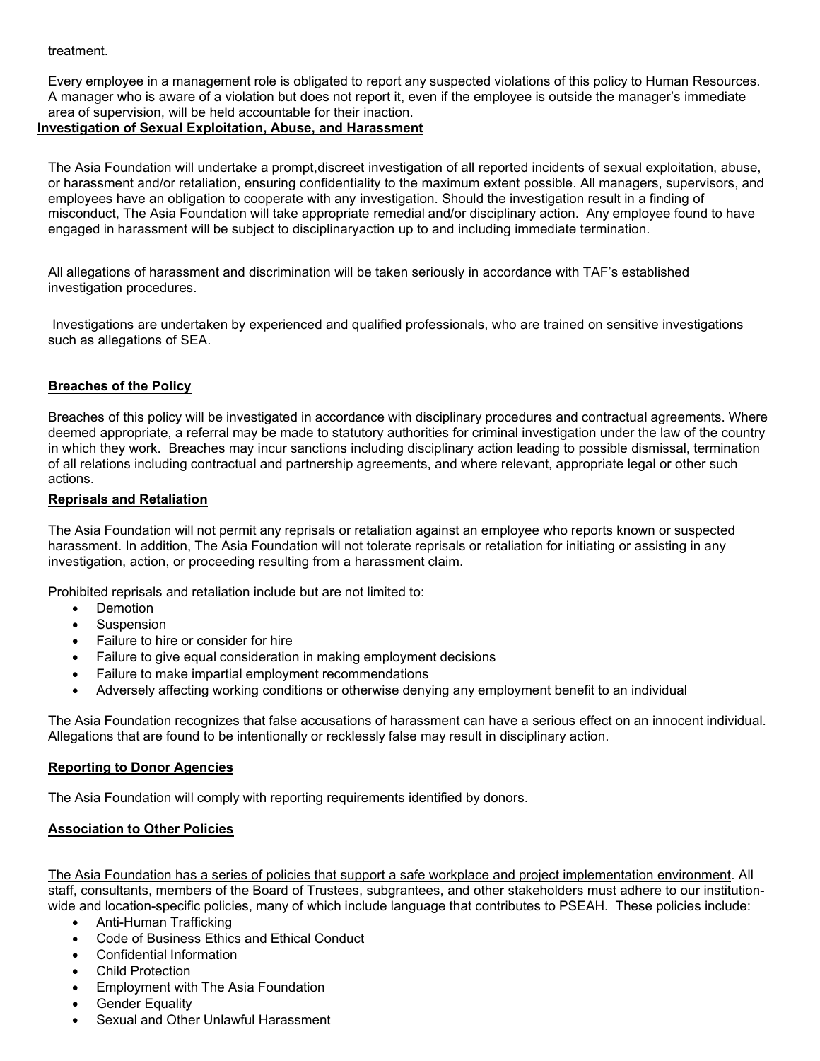treatment.

Every employee in a management role is obligated to report any suspected violations of this policy to Human Resources. A manager who is aware of a violation but does not report it, even if the employee is outside the manager's immediate area of supervision, will be held accountable for their inaction.

**Investigation of Sexual Exploitation, Abuse, and Harassment**

The Asia Foundation will undertake a prompt,discreet investigation of all reported incidents of sexual exploitation, abuse, or harassment and/or retaliation, ensuring confidentiality to the maximum extent possible. All managers, supervisors, and employees have an obligation to cooperate with any investigation. Should the investigation result in a finding of misconduct, The Asia Foundation will take appropriate remedial and/or disciplinary action. Any employee found to have engaged in harassment will be subject to disciplinaryaction up to and including immediate termination.

All allegations of harassment and discrimination will be taken seriously in accordance with TAF's established investigation procedures.

Investigations are undertaken by experienced and qualified professionals, who are trained on sensitive investigations such as allegations of SEA.

**Breaches of the Policy**

Breaches of this policy will be investigated in accordance with disciplinary procedures and contractual agreements. Where deemed appropriate, a referral may be made to statutory authorities for criminal investigation under the law of the country in which they work. Breaches may incur sanctions including disciplinary action leading to possible dismissal, termination of all relations including contractual and partnership agreements, and where relevant, appropriate legal or other such actions.

**Reprisals and Retaliation**

The Asia Foundation will not permit any reprisals or retaliation against an employee who reports known or suspected harassment. In addition, The Asia Foundation will not tolerate reprisals or retaliation for initiating or assisting in any investigation, action, or proceeding resulting from a harassment claim.

Prohibited reprisals and retaliation include but are not limited to:

- Demotion
- Suspension
- Failure to hire or consider for hire
- Failure to give equal consideration in making employment decisions
- Failure to make impartial employment recommendations
- Adversely affecting working conditions or otherwise denying any employment benefit to an individual

The Asia Foundation recognizes that false accusations of harassment can have a serious effect on an innocent individual. Allegations that are found to be intentionally or recklessly false may result in disciplinary action.

**Reporting to Donor Agencies**

The Asia Foundation will comply with reporting requirements identified by donors.

**Association to Other Policies**

The Asia Foundation has a series of policies that support a safe workplace and project implementation environment. All staff, consultants, members of the Board of Trustees, subgrantees, and other stakeholders must adhere to our institution-wide and location-specific policies, many of which include language that contributes to PSEAH. These policies include:

- Anti-Human Trafficking
- Code of Business Ethics and Ethical Conduct
- Confidential Information
- Child Protection
- Employment with The Asia Foundation
- Gender Equality
- Sexual and Other Unlawful Harassment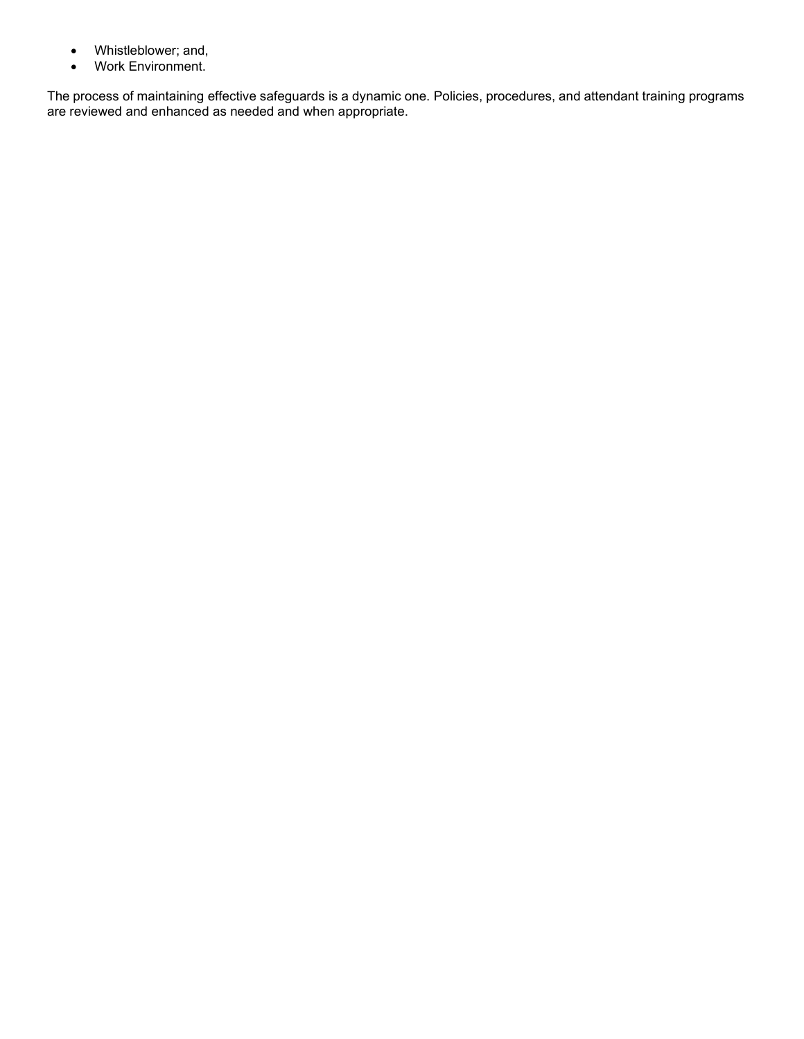- Whistleblower; and,
- Work Environment.

The process of maintaining effective safeguards is a dynamic one. Policies, procedures, and attendant training programs are reviewed and enhanced as needed and when appropriate.